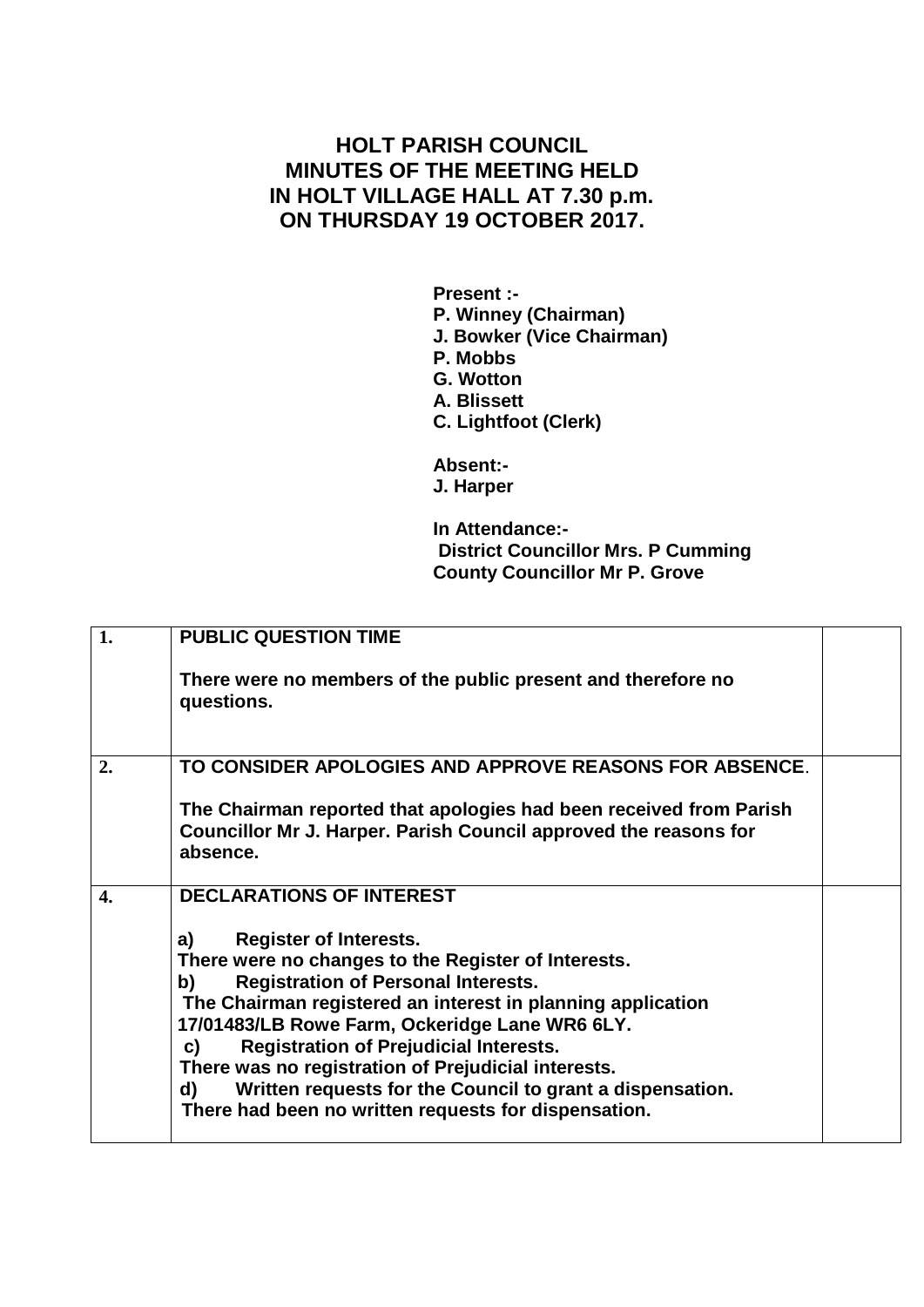# HOLT PARISH COUNCIL
# MINUTES OF THE MEETING HELD IN HOLT VILLAGE HALL AT 7.30 p.m. ON THURSDAY 19 OCTOBER 2017.

**Present :-**
**P. Winney (Chairman)**
**J. Bowker (Vice Chairman)**
**P. Mobbs**
**G. Wotton**
**A. Blissett**
**C. Lightfoot (Clerk)**

**Absent:-**
**J. Harper**

**In Attendance:-**
**District Councillor Mrs. P Cumming**
**County Councillor Mr P. Grove**

| | | |
|---|---|---|
| **1.** | **PUBLIC QUESTION TIME**<br><br>**There were no members of the public present and therefore no questions.** | |
| **2.** | **TO CONSIDER APOLOGIES AND APPROVE REASONS FOR ABSENCE.**<br><br>**The Chairman reported that apologies had been received from Parish Councillor Mr J. Harper. Parish Council approved the reasons for absence.** | |
| **4.** | **DECLARATIONS OF INTEREST**<br><br>**a) Register of Interests.**<br>**There were no changes to the Register of Interests.**<br>**b) Registration of Personal Interests.**<br>**The Chairman registered an interest in planning application 17/01483/LB Rowe Farm, Ockeridge Lane WR6 6LY.**<br>**c) Registration of Prejudicial Interests.**<br>**There was no registration of Prejudicial interests.**<br>**d) Written requests for the Council to grant a dispensation.**<br>**There had been no written requests for dispensation.** | |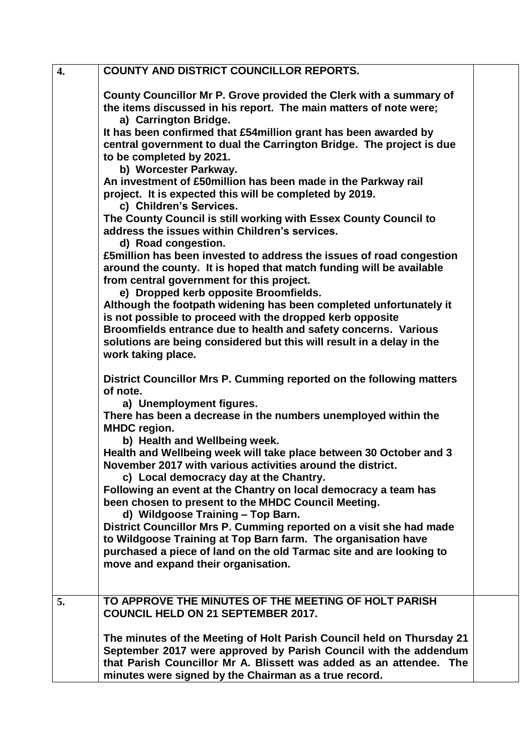| | | |
|---|---|---|
| **4.** | **COUNTY AND DISTRICT COUNCILLOR REPORTS.**<br><br>**County Councillor Mr P. Grove provided the Clerk with a summary of the items discussed in his report. The main matters of note were;**<br>**a) Carrington Bridge.**<br>**It has been confirmed that £54million grant has been awarded by central government to dual the Carrington Bridge. The project is due to be completed by 2021.**<br>**b) Worcester Parkway.**<br>**An investment of £50million has been made in the Parkway rail project. It is expected this will be completed by 2019.**<br>**c) Children's Services.**<br>**The County Council is still working with Essex County Council to address the issues within Children's services.**<br>**d) Road congestion.**<br>**£5million has been invested to address the issues of road congestion around the county. It is hoped that match funding will be available from central government for this project.**<br>**e) Dropped kerb opposite Broomfields.**<br>**Although the footpath widening has been completed unfortunately it is not possible to proceed with the dropped kerb opposite Broomfields entrance due to health and safety concerns. Various solutions are being considered but this will result in a delay in the work taking place.**<br><br>**District Councillor Mrs P. Cumming reported on the following matters of note.**<br>**a) Unemployment figures.**<br>**There has been a decrease in the numbers unemployed within the MHDC region.**<br>**b) Health and Wellbeing week.**<br>**Health and Wellbeing week will take place between 30 October and 3 November 2017 with various activities around the district.**<br>**c) Local democracy day at the Chantry.**<br>**Following an event at the Chantry on local democracy a team has been chosen to present to the MHDC Council Meeting.**<br>**d) Wildgoose Training – Top Barn.**<br>**District Councillor Mrs P. Cumming reported on a visit she had made to Wildgoose Training at Top Barn farm. The organisation have purchased a piece of land on the old Tarmac site and are looking to move and expand their organisation.** | |
| **5.** | **TO APPROVE THE MINUTES OF THE MEETING OF HOLT PARISH COUNCIL HELD ON 21 SEPTEMBER 2017.**<br><br>**The minutes of the Meeting of Holt Parish Council held on Thursday 21 September 2017 were approved by Parish Council with the addendum that Parish Councillor Mr A. Blissett was added as an attendee. The minutes were signed by the Chairman as a true record.** | |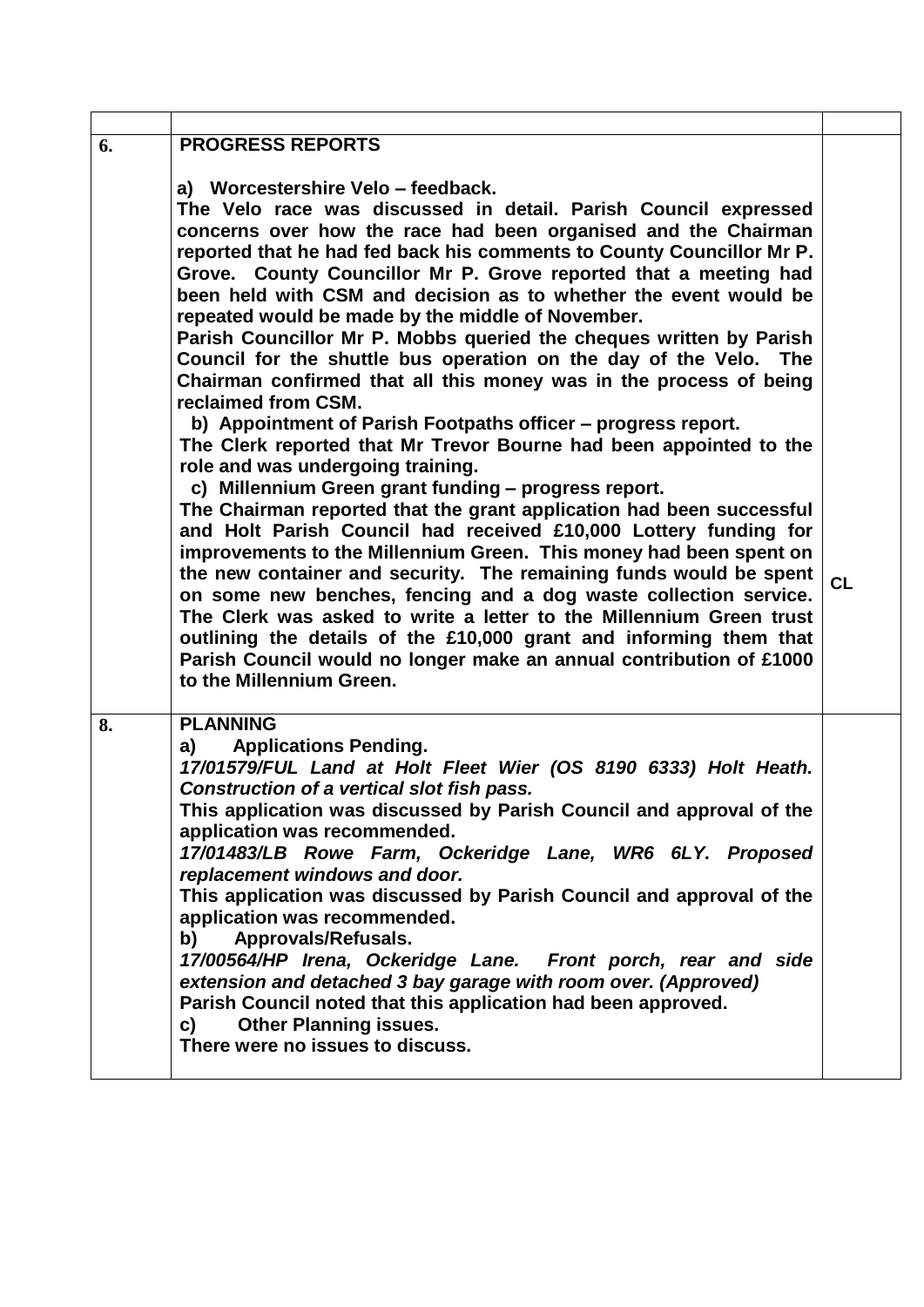| | | |
|---|---|---|
| **6.** | **PROGRESS REPORTS**<br><br>**a) Worcestershire Velo – feedback.**<br>**The Velo race was discussed in detail. Parish Council expressed concerns over how the race had been organised and the Chairman reported that he had fed back his comments to County Councillor Mr P. Grove. County Councillor Mr P. Grove reported that a meeting had been held with CSM and decision as to whether the event would be repeated would be made by the middle of November.**<br>**Parish Councillor Mr P. Mobbs queried the cheques written by Parish Council for the shuttle bus operation on the day of the Velo. The Chairman confirmed that all this money was in the process of being reclaimed from CSM.**<br>**b) Appointment of Parish Footpaths officer – progress report.**<br>**The Clerk reported that Mr Trevor Bourne had been appointed to the role and was undergoing training.**<br>**c) Millennium Green grant funding – progress report.**<br>**The Chairman reported that the grant application had been successful and Holt Parish Council had received £10,000 Lottery funding for improvements to the Millennium Green. This money had been spent on the new container and security. The remaining funds would be spent on some new benches, fencing and a dog waste collection service. The Clerk was asked to write a letter to the Millennium Green trust outlining the details of the £10,000 grant and informing them that Parish Council would no longer make an annual contribution of £1000 to the Millennium Green.** | **CL** |
| **8.** | **PLANNING**<br>**a) Applications Pending.**<br>***17/01579/FUL Land at Holt Fleet Wier (OS 8190 6333) Holt Heath. Construction of a vertical slot fish pass.***<br>**This application was discussed by Parish Council and approval of the application was recommended.**<br>***17/01483/LB Rowe Farm, Ockeridge Lane, WR6 6LY. Proposed replacement windows and door.***<br>**This application was discussed by Parish Council and approval of the application was recommended.**<br>**b) Approvals/Refusals.**<br>***17/00564/HP Irena, Ockeridge Lane. Front porch, rear and side extension and detached 3 bay garage with room over. (Approved)***<br>**Parish Council noted that this application had been approved.**<br>**c) Other Planning issues.**<br>**There were no issues to discuss.** | |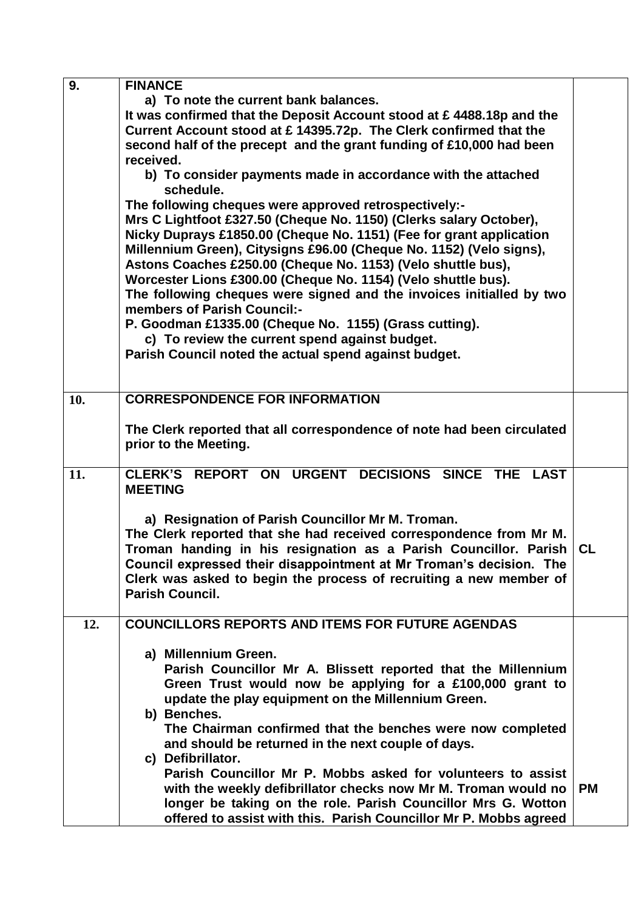| | | |
|---|---|---|
| **9.** | **FINANCE**<br>**a) To note the current bank balances.**<br>**It was confirmed that the Deposit Account stood at £ 4488.18p and the Current Account stood at £ 14395.72p. The Clerk confirmed that the second half of the precept and the grant funding of £10,000 had been received.**<br>**b) To consider payments made in accordance with the attached schedule.**<br>**The following cheques were approved retrospectively:-**<br>**Mrs C Lightfoot £327.50 (Cheque No. 1150) (Clerks salary October), Nicky Duprays £1850.00 (Cheque No. 1151) (Fee for grant application Millennium Green), Citysigns £96.00 (Cheque No. 1152) (Velo signs), Astons Coaches £250.00 (Cheque No. 1153) (Velo shuttle bus), Worcester Lions £300.00 (Cheque No. 1154) (Velo shuttle bus).**<br>**The following cheques were signed and the invoices initialled by two members of Parish Council:-**<br>**P. Goodman £1335.00 (Cheque No. 1155) (Grass cutting).**<br>**c) To review the current spend against budget.**<br>**Parish Council noted the actual spend against budget.** | |
| **10.** | **CORRESPONDENCE FOR INFORMATION**<br><br>**The Clerk reported that all correspondence of note had been circulated prior to the Meeting.** | |
| **11.** | **CLERK'S REPORT ON URGENT DECISIONS SINCE THE LAST MEETING**<br><br>**a) Resignation of Parish Councillor Mr M. Troman.**<br>**The Clerk reported that she had received correspondence from Mr M. Troman handing in his resignation as a Parish Councillor. Parish Council expressed their disappointment at Mr Troman's decision. The Clerk was asked to begin the process of recruiting a new member of Parish Council.** | **CL** |
| **12.** | **COUNCILLORS REPORTS AND ITEMS FOR FUTURE AGENDAS**<br><br>**a) Millennium Green.**<br>**Parish Councillor Mr A. Blissett reported that the Millennium Green Trust would now be applying for a £100,000 grant to update the play equipment on the Millennium Green.**<br>**b) Benches.**<br>**The Chairman confirmed that the benches were now completed and should be returned in the next couple of days.**<br>**c) Defibrillator.**<br>**Parish Councillor Mr P. Mobbs asked for volunteers to assist with the weekly defibrillator checks now Mr M. Troman would no longer be taking on the role. Parish Councillor Mrs G. Wotton offered to assist with this. Parish Councillor Mr P. Mobbs agreed** | **PM** |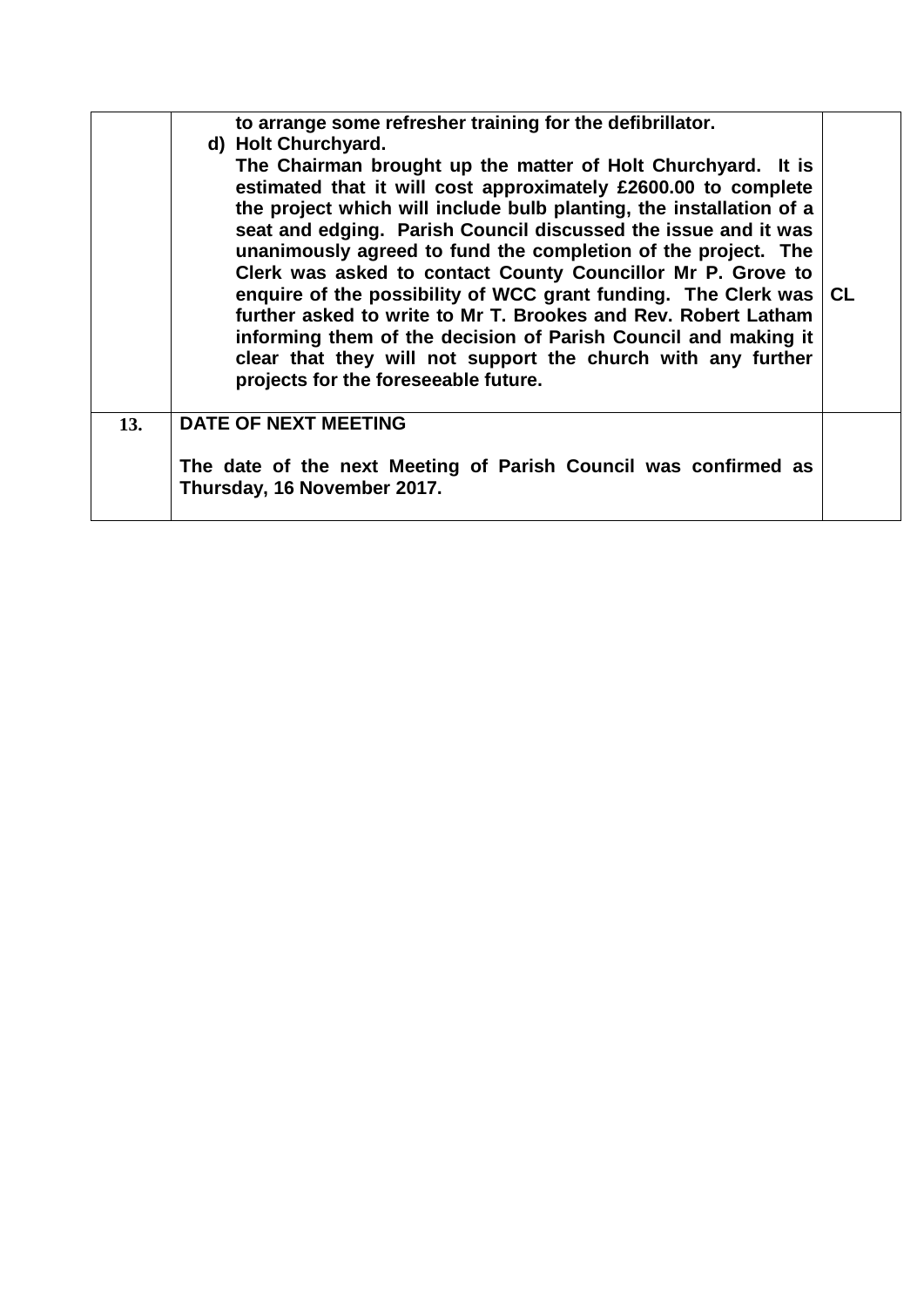| | | |
|---|---|---|
| | **to arrange some refresher training for the defibrillator.**<br>**d) Holt Churchyard.**<br>**The Chairman brought up the matter of Holt Churchyard. It is estimated that it will cost approximately £2600.00 to complete the project which will include bulb planting, the installation of a seat and edging. Parish Council discussed the issue and it was unanimously agreed to fund the completion of the project. The Clerk was asked to contact County Councillor Mr P. Grove to enquire of the possibility of WCC grant funding. The Clerk was further asked to write to Mr T. Brookes and Rev. Robert Latham informing them of the decision of Parish Council and making it clear that they will not support the church with any further projects for the foreseeable future.** | **CL** |
| **13.** | **DATE OF NEXT MEETING**<br><br>**The date of the next Meeting of Parish Council was confirmed as Thursday, 16 November 2017.** | |